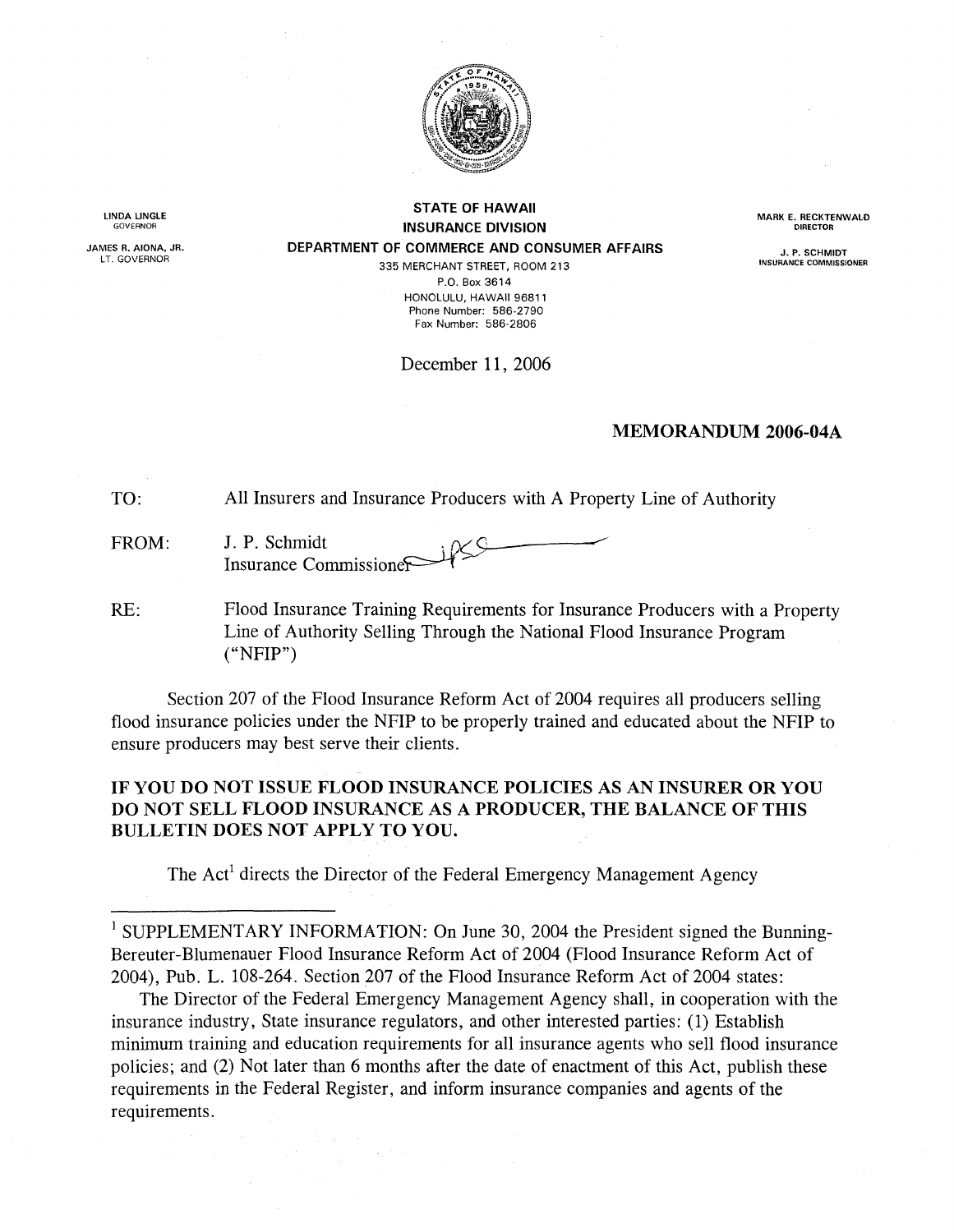LINDA LINGLE
GOVERNOR

JAMES R. AIONA, JR.
LT. GOVERNOR

**STATE OF HAWAII**
**INSURANCE DIVISION**
**DEPARTMENT OF COMMERCE AND CONSUMER AFFAIRS**
335 MERCHANT STREET, ROOM 213
P.O. Box 3614
HONOLULU, HAWAII 96811
Phone Number: 586-2790
Fax Number: 586-2806

MARK E. RECKTENWALD
DIRECTOR

J. P. SCHMIDT
INSURANCE COMMISSIONER

December 11, 2006

**MEMORANDUM 2006-04A**

TO: All Insurers and Insurance Producers with A Property Line of Authority

FROM: J. P. Schmidt
Insurance Commissioner

RE: Flood Insurance Training Requirements for Insurance Producers with a Property Line of Authority Selling Through the National Flood Insurance Program ("NFIP")

Section 207 of the Flood Insurance Reform Act of 2004 requires all producers selling flood insurance policies under the NFIP to be properly trained and educated about the NFIP to ensure producers may best serve their clients.

**IF YOU DO NOT ISSUE FLOOD INSURANCE POLICIES AS AN INSURER OR YOU DO NOT SELL FLOOD INSURANCE AS A PRODUCER, THE BALANCE OF THIS BULLETIN DOES NOT APPLY TO YOU.**

The Act[1] directs the Director of the Federal Emergency Management Agency

---

[1] SUPPLEMENTARY INFORMATION: On June 30, 2004 the President signed the Bunning-Bereuter-Blumenauer Flood Insurance Reform Act of 2004 (Flood Insurance Reform Act of 2004), Pub. L. 108-264. Section 207 of the Flood Insurance Reform Act of 2004 states:

The Director of the Federal Emergency Management Agency shall, in cooperation with the insurance industry, State insurance regulators, and other interested parties: (1) Establish minimum training and education requirements for all insurance agents who sell flood insurance policies; and (2) Not later than 6 months after the date of enactment of this Act, publish these requirements in the Federal Register, and inform insurance companies and agents of the requirements.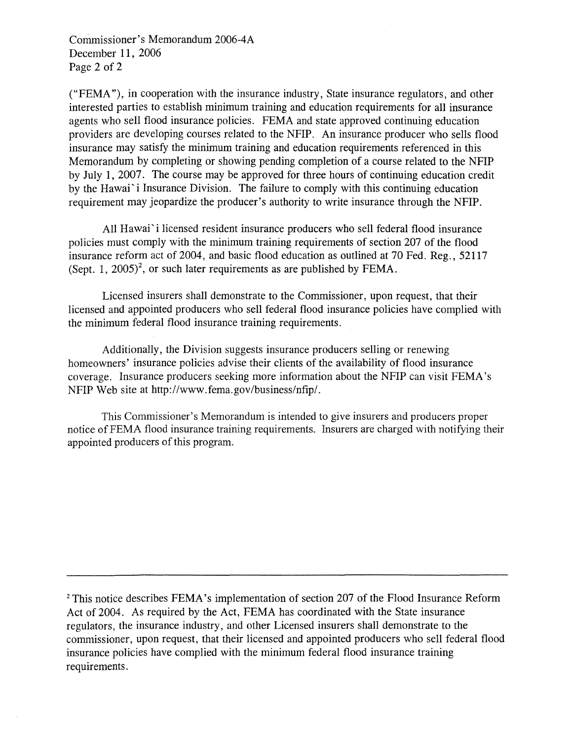("FEMA"), in cooperation with the insurance industry, State insurance regulators, and other interested parties to establish minimum training and education requirements for all insurance agents who sell flood insurance policies. FEMA and state approved continuing education providers are developing courses related to the NFIP. An insurance producer who sells flood insurance may satisfy the minimum training and education requirements referenced in this Memorandum by completing or showing pending completion of a course related to the NFIP by July 1, 2007. The course may be approved for three hours of continuing education credit by the Hawai`i Insurance Division. The failure to comply with this continuing education requirement may jeopardize the producer's authority to write insurance through the NFIP.

All Hawai`i licensed resident insurance producers who sell federal flood insurance policies must comply with the minimum training requirements of section 207 of the flood insurance reform act of 2004, and basic flood education as outlined at 70 Fed. Reg., 52117 (Sept. 1, 2005)[2], or such later requirements as are published by FEMA.

Licensed insurers shall demonstrate to the Commissioner, upon request, that their licensed and appointed producers who sell federal flood insurance policies have complied with the minimum federal flood insurance training requirements.

Additionally, the Division suggests insurance producers selling or renewing homeowners' insurance policies advise their clients of the availability of flood insurance coverage. Insurance producers seeking more information about the NFIP can visit FEMA's NFIP Web site at http://www.fema.gov/business/nfip/.

This Commissioner's Memorandum is intended to give insurers and producers proper notice of FEMA flood insurance training requirements. Insurers are charged with notifying their appointed producers of this program.

---

[2] This notice describes FEMA's implementation of section 207 of the Flood Insurance Reform Act of 2004. As required by the Act, FEMA has coordinated with the State insurance regulators, the insurance industry, and other Licensed insurers shall demonstrate to the commissioner, upon request, that their licensed and appointed producers who sell federal flood insurance policies have complied with the minimum federal flood insurance training requirements.